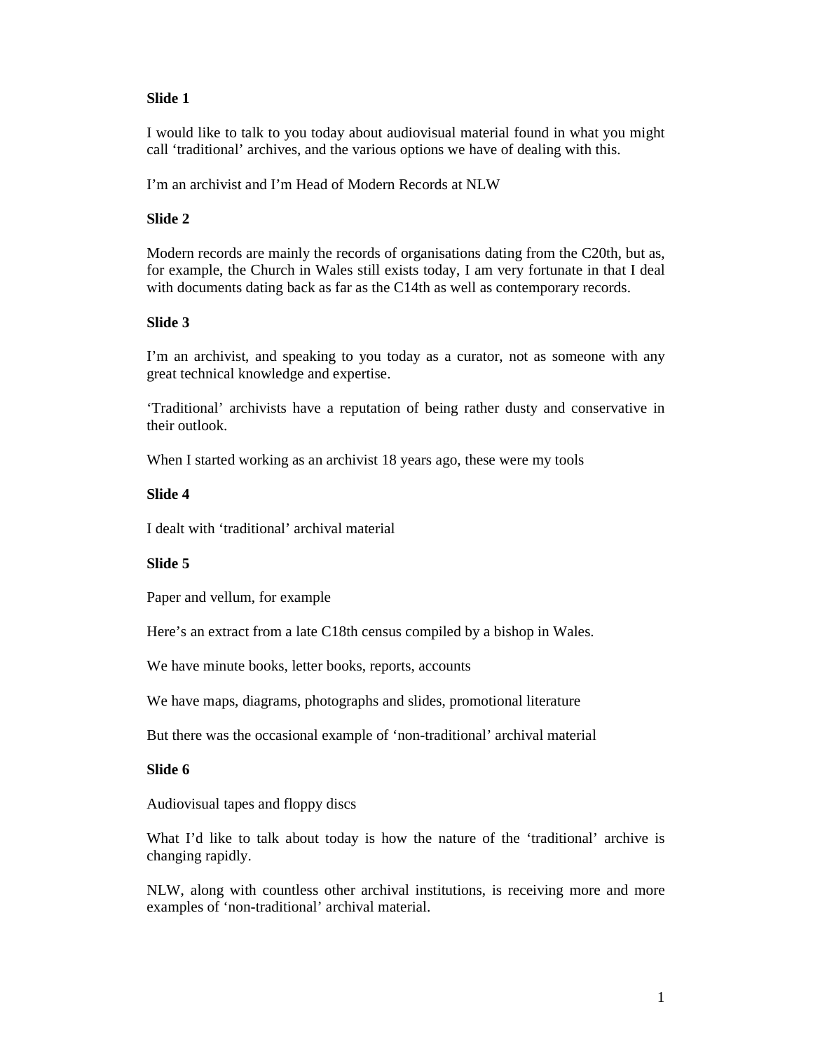**Slide 1**

I would like to talk to you today about audiovisual material found in what you might call 'traditional' archives, and the various options we have of dealing with this.

I'm an archivist and I'm Head of Modern Records at NLW

**Slide 2**

Modern records are mainly the records of organisations dating from the C20th, but as, for example, the Church in Wales still exists today, I am very fortunate in that I deal with documents dating back as far as the C14th as well as contemporary records.

**Slide 3**

I'm an archivist, and speaking to you today as a curator, not as someone with any great technical knowledge and expertise.

'Traditional' archivists have a reputation of being rather dusty and conservative in their outlook.

When I started working as an archivist 18 years ago, these were my tools

**Slide 4**

I dealt with 'traditional' archival material

**Slide 5**

Paper and vellum, for example

Here's an extract from a late C18th census compiled by a bishop in Wales.

We have minute books, letter books, reports, accounts

We have maps, diagrams, photographs and slides, promotional literature

But there was the occasional example of 'non-traditional' archival material

**Slide 6**

Audiovisual tapes and floppy discs

What I'd like to talk about today is how the nature of the 'traditional' archive is changing rapidly.

NLW, along with countless other archival institutions, is receiving more and more examples of 'non-traditional' archival material.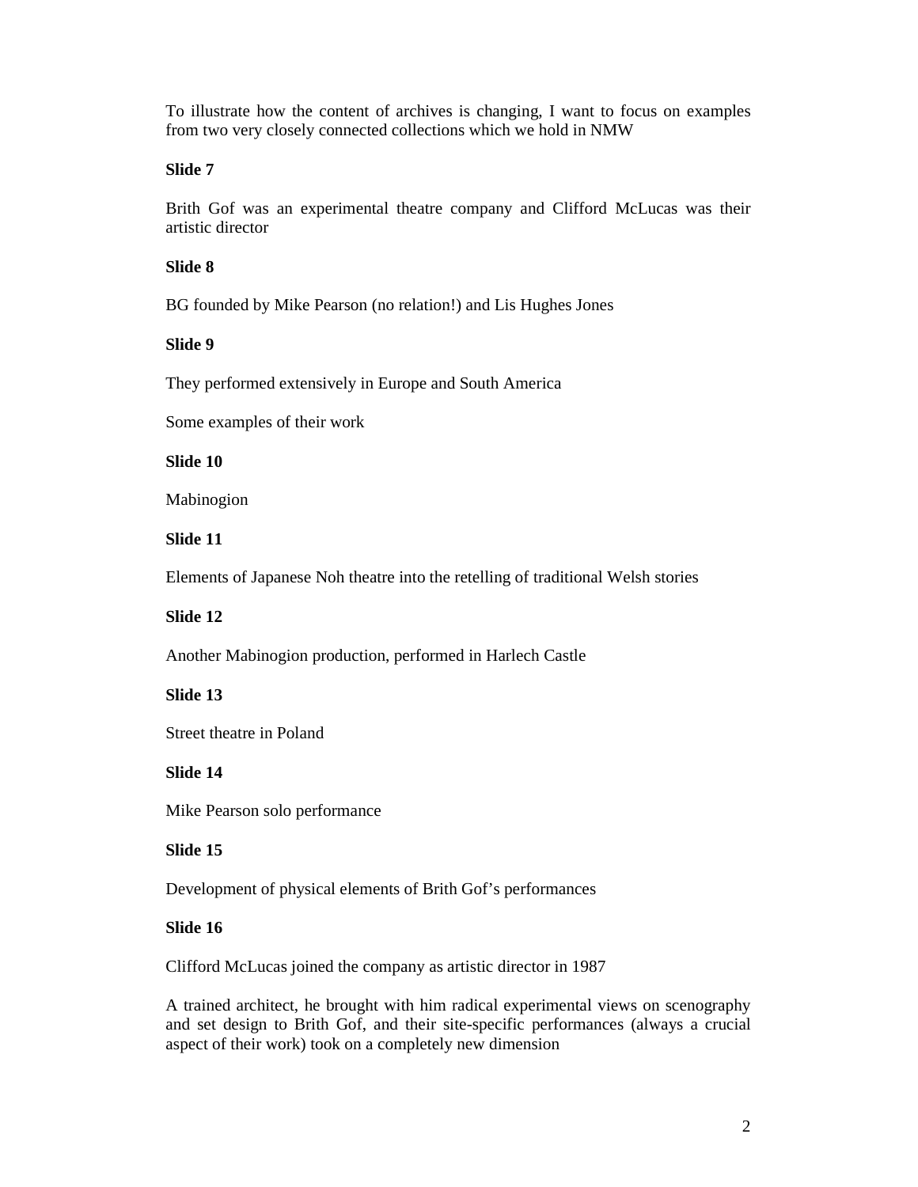To illustrate how the content of archives is changing, I want to focus on examples from two very closely connected collections which we hold in NMW

**Slide 7**

Brith Gof was an experimental theatre company and Clifford McLucas was their artistic director

**Slide 8**

BG founded by Mike Pearson (no relation!) and Lis Hughes Jones

**Slide 9**

They performed extensively in Europe and South America

Some examples of their work

**Slide 10**

Mabinogion

**Slide 11**

Elements of Japanese Noh theatre into the retelling of traditional Welsh stories

**Slide 12**

Another Mabinogion production, performed in Harlech Castle

**Slide 13**

Street theatre in Poland

**Slide 14**

Mike Pearson solo performance

**Slide 15**

Development of physical elements of Brith Gof's performances

**Slide 16**

Clifford McLucas joined the company as artistic director in 1987

A trained architect, he brought with him radical experimental views on scenography and set design to Brith Gof, and their site-specific performances (always a crucial aspect of their work) took on a completely new dimension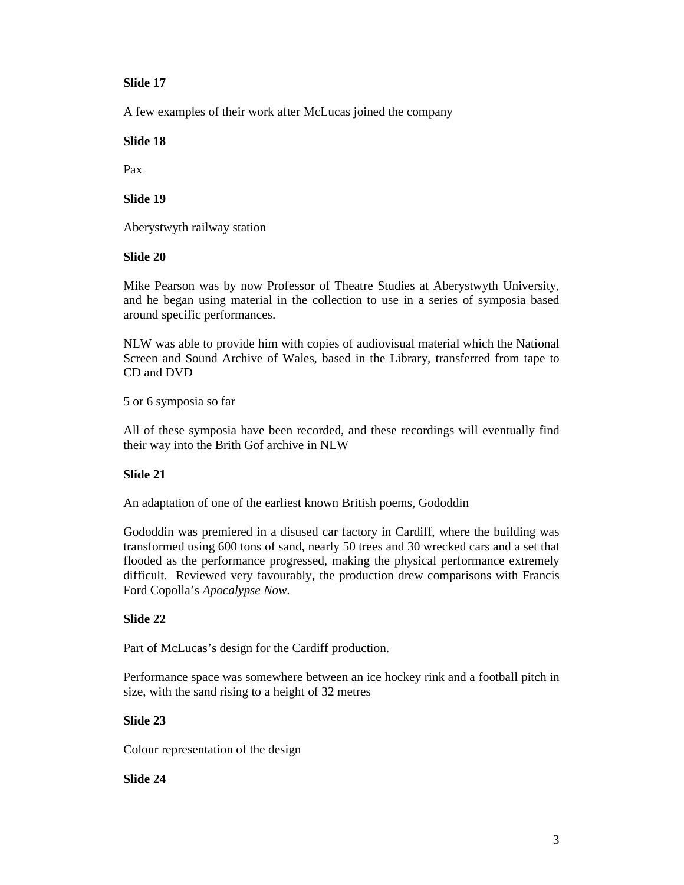**Slide 17**

A few examples of their work after McLucas joined the company

**Slide 18**

Pax

**Slide 19**

Aberystwyth railway station

**Slide 20**

Mike Pearson was by now Professor of Theatre Studies at Aberystwyth University, and he began using material in the collection to use in a series of symposia based around specific performances.

NLW was able to provide him with copies of audiovisual material which the National Screen and Sound Archive of Wales, based in the Library, transferred from tape to CD and DVD

5 or 6 symposia so far

All of these symposia have been recorded, and these recordings will eventually find their way into the Brith Gof archive in NLW

**Slide 21**

An adaptation of one of the earliest known British poems, Gododdin

Gododdin was premiered in a disused car factory in Cardiff, where the building was transformed using 600 tons of sand, nearly 50 trees and 30 wrecked cars and a set that flooded as the performance progressed, making the physical performance extremely difficult. Reviewed very favourably, the production drew comparisons with Francis Ford Copolla's *Apocalypse Now*.

**Slide 22**

Part of McLucas's design for the Cardiff production.

Performance space was somewhere between an ice hockey rink and a football pitch in size, with the sand rising to a height of 32 metres

**Slide 23**

Colour representation of the design

**Slide 24**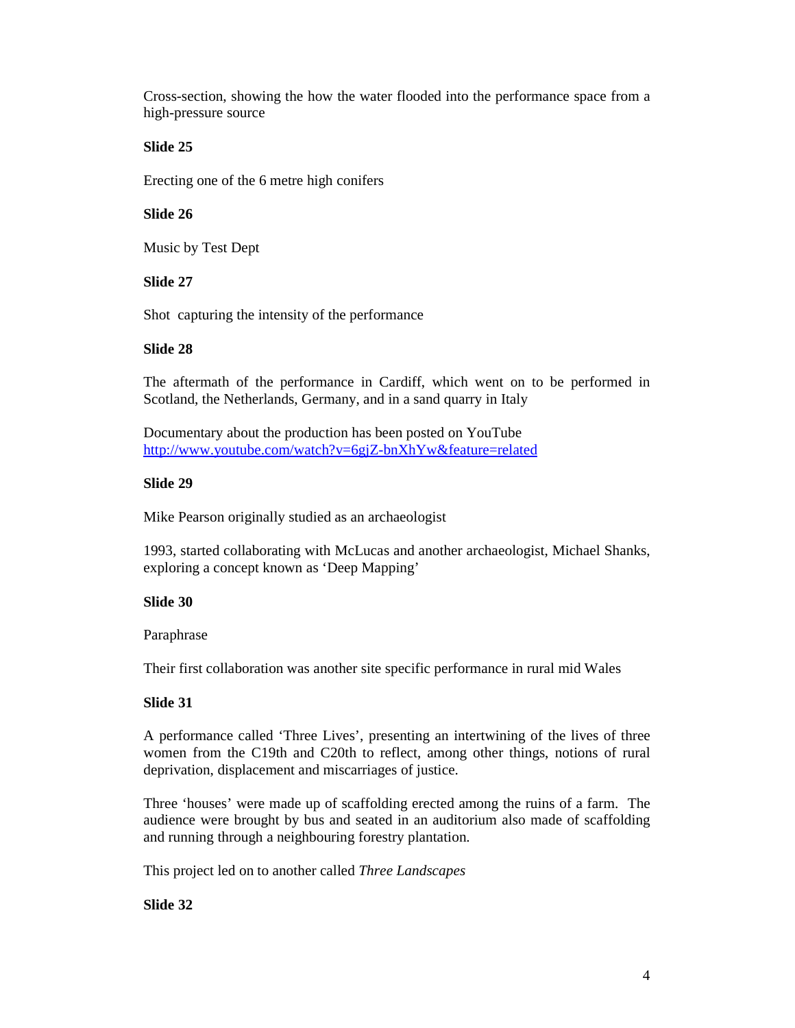Cross-section, showing the how the water flooded into the performance space from a high-pressure source

**Slide 25**

Erecting one of the 6 metre high conifers

**Slide 26**

Music by Test Dept

**Slide 27**

Shot  capturing the intensity of the performance

**Slide 28**

The aftermath of the performance in Cardiff, which went on to be performed in Scotland, the Netherlands, Germany, and in a sand quarry in Italy

Documentary about the production has been posted on YouTube
http://www.youtube.com/watch?v=6gjZ-bnXhYw&feature=related

**Slide 29**

Mike Pearson originally studied as an archaeologist

1993, started collaborating with McLucas and another archaeologist, Michael Shanks, exploring a concept known as 'Deep Mapping'

**Slide 30**

Paraphrase

Their first collaboration was another site specific performance in rural mid Wales

**Slide 31**

A performance called 'Three Lives', presenting an intertwining of the lives of three women from the C19th and C20th to reflect, among other things, notions of rural deprivation, displacement and miscarriages of justice.

Three 'houses' were made up of scaffolding erected among the ruins of a farm.  The audience were brought by bus and seated in an auditorium also made of scaffolding and running through a neighbouring forestry plantation.

This project led on to another called *Three Landscapes*

**Slide 32**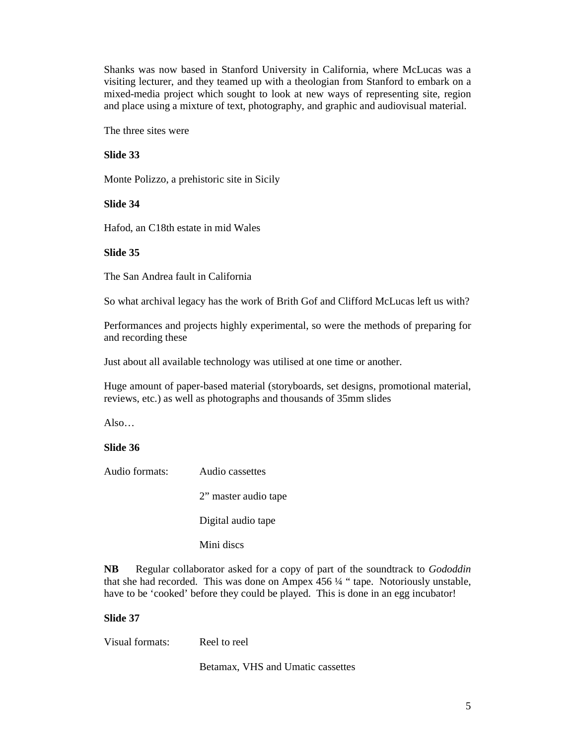Shanks was now based in Stanford University in California, where McLucas was a visiting lecturer, and they teamed up with a theologian from Stanford to embark on a mixed-media project which sought to look at new ways of representing site, region and place using a mixture of text, photography, and graphic and audiovisual material.

The three sites were

**Slide 33**

Monte Polizzo, a prehistoric site in Sicily

**Slide 34**

Hafod, an C18th estate in mid Wales

**Slide 35**

The San Andrea fault in California

So what archival legacy has the work of Brith Gof and Clifford McLucas left us with?

Performances and projects highly experimental, so were the methods of preparing for and recording these

Just about all available technology was utilised at one time or another.

Huge amount of paper-based material (storyboards, set designs, promotional material, reviews, etc.) as well as photographs and thousands of 35mm slides

Also…

**Slide 36**

Audio formats: Audio cassettes

2" master audio tape

Digital audio tape

Mini discs

**NB** Regular collaborator asked for a copy of part of the soundtrack to *Gododdin* that she had recorded. This was done on Ampex 456 ¼ " tape. Notoriously unstable, have to be 'cooked' before they could be played. This is done in an egg incubator!

**Slide 37**

Visual formats: Reel to reel

Betamax, VHS and Umatic cassettes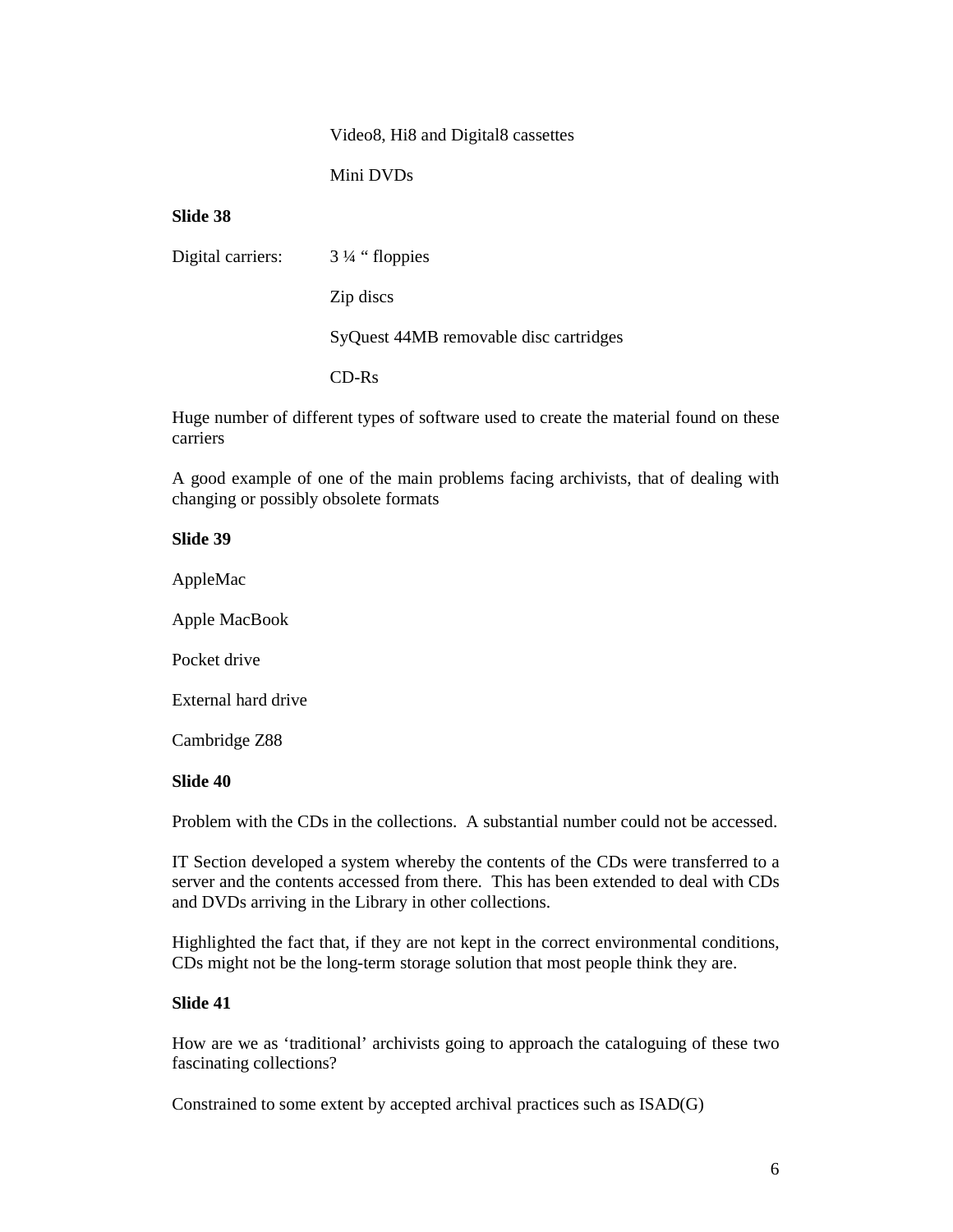Video8, Hi8 and Digital8 cassettes

Mini DVDs

**Slide 38**

Digital carriers: 3 ¼ " floppies

Zip discs

SyQuest 44MB removable disc cartridges

CD-Rs

Huge number of different types of software used to create the material found on these carriers

A good example of one of the main problems facing archivists, that of dealing with changing or possibly obsolete formats

**Slide 39**

AppleMac

Apple MacBook

Pocket drive

External hard drive

Cambridge Z88

**Slide 40**

Problem with the CDs in the collections. A substantial number could not be accessed.

IT Section developed a system whereby the contents of the CDs were transferred to a server and the contents accessed from there. This has been extended to deal with CDs and DVDs arriving in the Library in other collections.

Highlighted the fact that, if they are not kept in the correct environmental conditions, CDs might not be the long-term storage solution that most people think they are.

**Slide 41**

How are we as 'traditional' archivists going to approach the cataloguing of these two fascinating collections?

Constrained to some extent by accepted archival practices such as ISAD(G)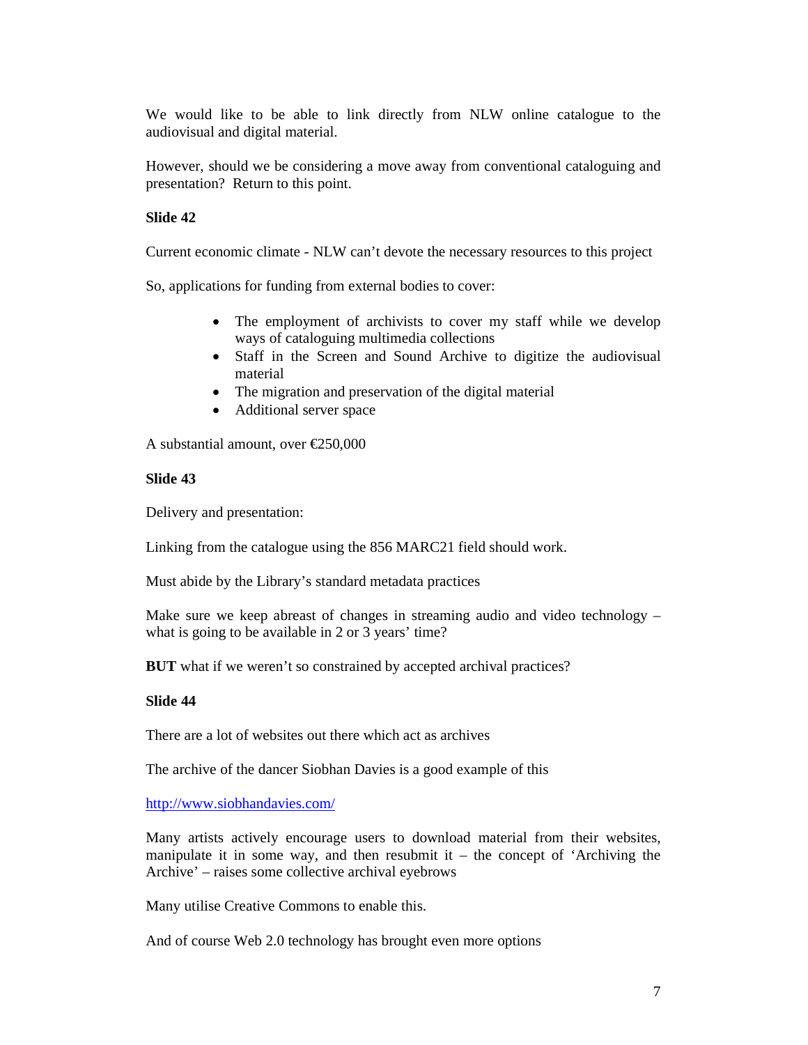We would like to be able to link directly from NLW online catalogue to the audiovisual and digital material.

However, should we be considering a move away from conventional cataloguing and presentation? Return to this point.

**Slide 42**

Current economic climate - NLW can't devote the necessary resources to this project

So, applications for funding from external bodies to cover:

- The employment of archivists to cover my staff while we develop ways of cataloguing multimedia collections
- Staff in the Screen and Sound Archive to digitize the audiovisual material
- The migration and preservation of the digital material
- Additional server space

A substantial amount, over €250,000

**Slide 43**

Delivery and presentation:

Linking from the catalogue using the 856 MARC21 field should work.

Must abide by the Library's standard metadata practices

Make sure we keep abreast of changes in streaming audio and video technology – what is going to be available in 2 or 3 years' time?

**BUT** what if we weren't so constrained by accepted archival practices?

**Slide 44**

There are a lot of websites out there which act as archives

The archive of the dancer Siobhan Davies is a good example of this

http://www.siobhandavies.com/

Many artists actively encourage users to download material from their websites, manipulate it in some way, and then resubmit it – the concept of 'Archiving the Archive' – raises some collective archival eyebrows

Many utilise Creative Commons to enable this.

And of course Web 2.0 technology has brought even more options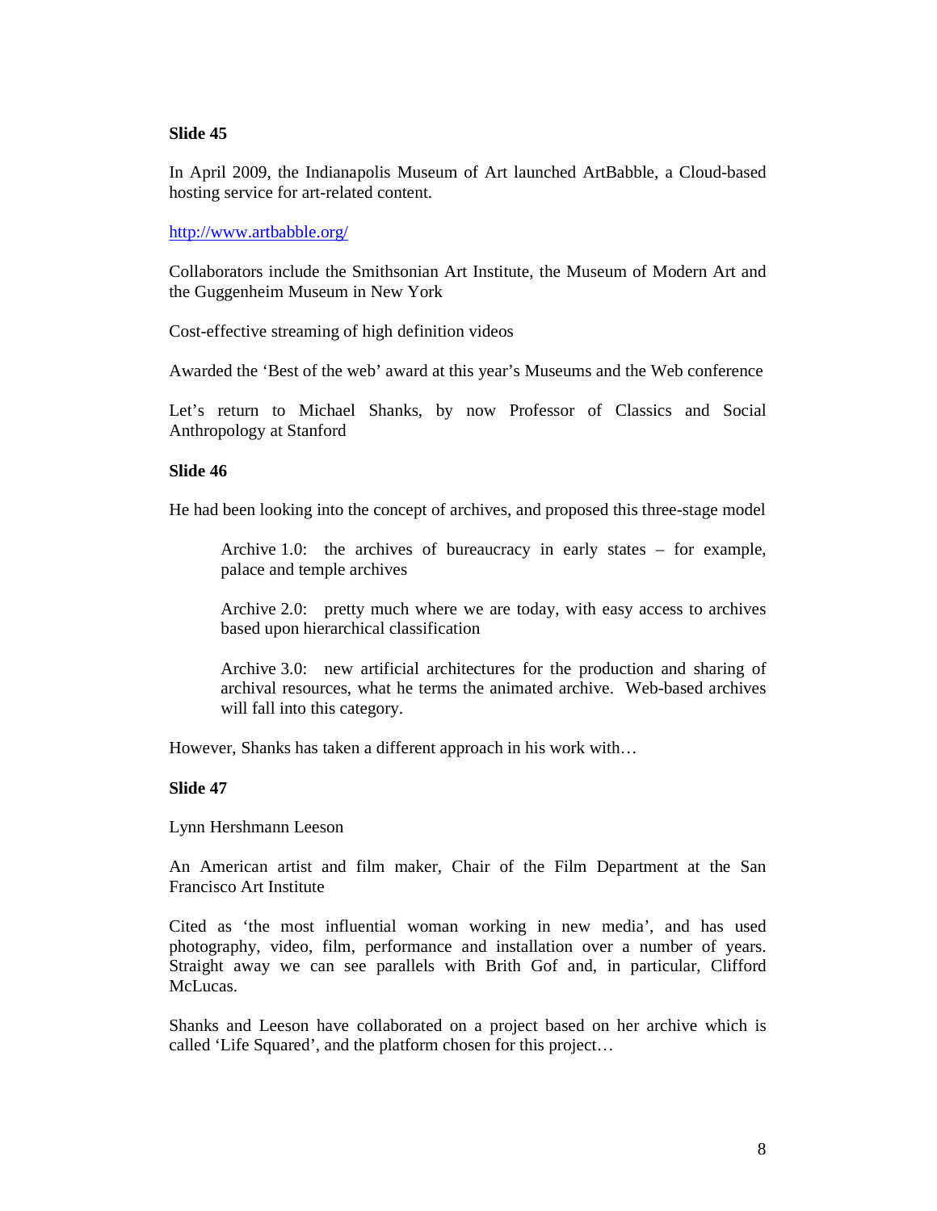**Slide 45**

In April 2009, the Indianapolis Museum of Art launched ArtBabble, a Cloud-based hosting service for art-related content.

http://www.artbabble.org/

Collaborators include the Smithsonian Art Institute, the Museum of Modern Art and the Guggenheim Museum in New York

Cost-effective streaming of high definition videos

Awarded the 'Best of the web' award at this year's Museums and the Web conference

Let's return to Michael Shanks, by now Professor of Classics and Social Anthropology at Stanford

**Slide 46**

He had been looking into the concept of archives, and proposed this three-stage model

> Archive 1.0: the archives of bureaucracy in early states – for example, palace and temple archives
>
> Archive 2.0: pretty much where we are today, with easy access to archives based upon hierarchical classification
>
> Archive 3.0: new artificial architectures for the production and sharing of archival resources, what he terms the animated archive. Web-based archives will fall into this category.

However, Shanks has taken a different approach in his work with…

**Slide 47**

Lynn Hershmann Leeson

An American artist and film maker, Chair of the Film Department at the San Francisco Art Institute

Cited as 'the most influential woman working in new media', and has used photography, video, film, performance and installation over a number of years. Straight away we can see parallels with Brith Gof and, in particular, Clifford McLucas.

Shanks and Leeson have collaborated on a project based on her archive which is called 'Life Squared', and the platform chosen for this project…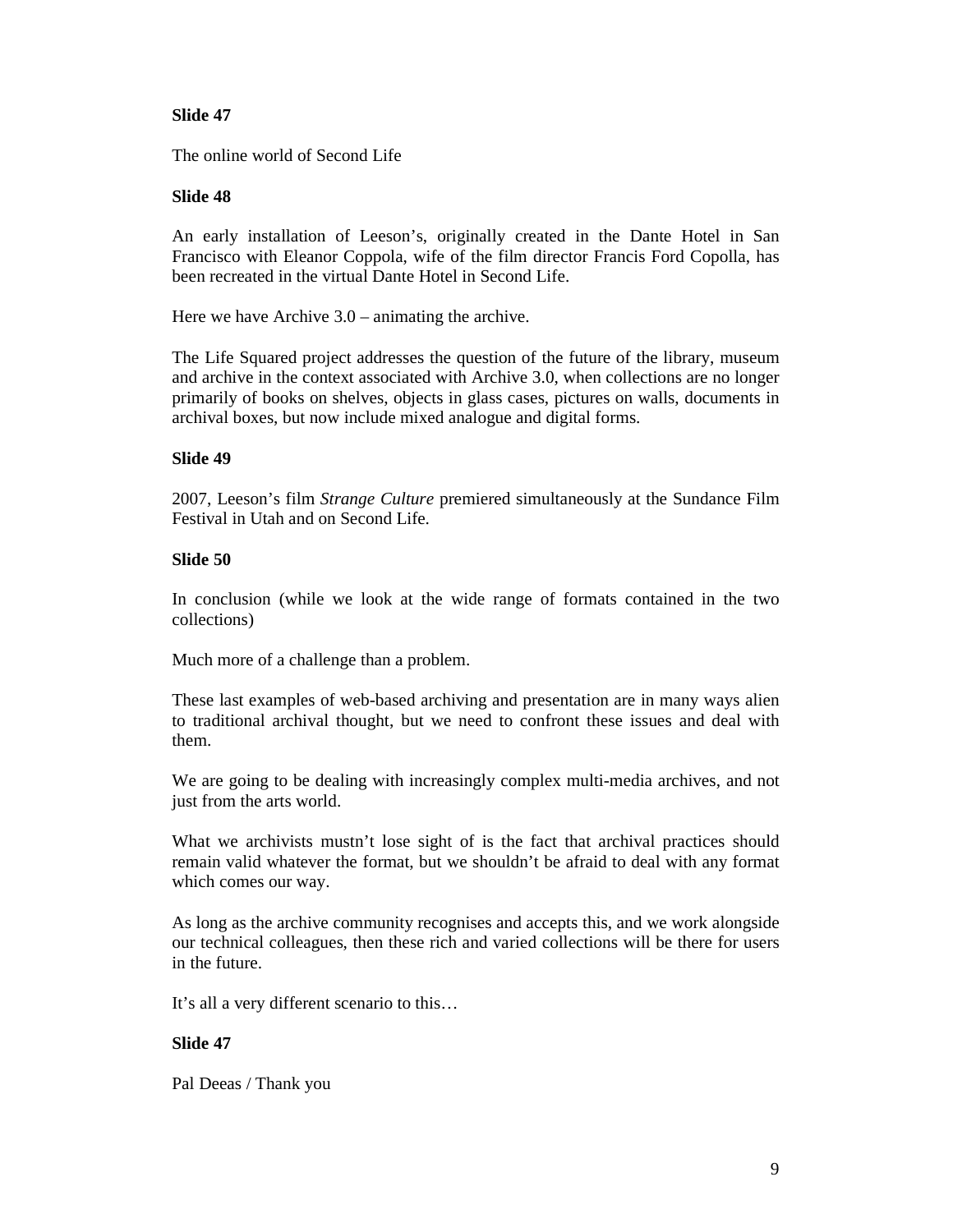**Slide 47**

The online world of Second Life

**Slide 48**

An early installation of Leeson's, originally created in the Dante Hotel in San Francisco with Eleanor Coppola, wife of the film director Francis Ford Copolla, has been recreated in the virtual Dante Hotel in Second Life.

Here we have Archive 3.0 – animating the archive.

The Life Squared project addresses the question of the future of the library, museum and archive in the context associated with Archive 3.0, when collections are no longer primarily of books on shelves, objects in glass cases, pictures on walls, documents in archival boxes, but now include mixed analogue and digital forms.

**Slide 49**

2007, Leeson's film *Strange Culture* premiered simultaneously at the Sundance Film Festival in Utah and on Second Life.

**Slide 50**

In conclusion (while we look at the wide range of formats contained in the two collections)

Much more of a challenge than a problem.

These last examples of web-based archiving and presentation are in many ways alien to traditional archival thought, but we need to confront these issues and deal with them.

We are going to be dealing with increasingly complex multi-media archives, and not just from the arts world.

What we archivists mustn't lose sight of is the fact that archival practices should remain valid whatever the format, but we shouldn't be afraid to deal with any format which comes our way.

As long as the archive community recognises and accepts this, and we work alongside our technical colleagues, then these rich and varied collections will be there for users in the future.

It's all a very different scenario to this…

**Slide 47**

Pal Deeas / Thank you